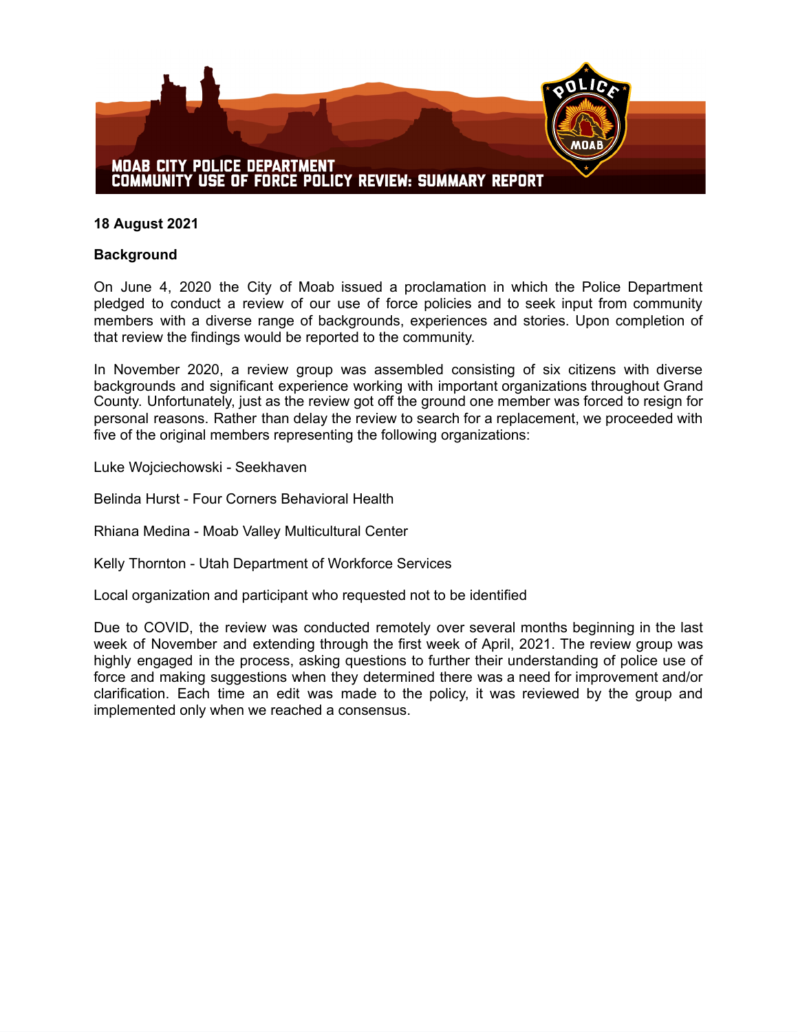# MOAB CITY POLICE DEPARTMENT
## COMMUNITY USE OF FORCE POLICY REVIEW: SUMMARY REPORT

**18 August 2021**

**Background**

On June 4, 2020 the City of Moab issued a proclamation in which the Police Department pledged to conduct a review of our use of force policies and to seek input from community members with a diverse range of backgrounds, experiences and stories. Upon completion of that review the findings would be reported to the community.

In November 2020, a review group was assembled consisting of six citizens with diverse backgrounds and significant experience working with important organizations throughout Grand County. Unfortunately, just as the review got off the ground one member was forced to resign for personal reasons. Rather than delay the review to search for a replacement, we proceeded with five of the original members representing the following organizations:

Luke Wojciechowski - Seekhaven

Belinda Hurst - Four Corners Behavioral Health

Rhiana Medina - Moab Valley Multicultural Center

Kelly Thornton - Utah Department of Workforce Services

Local organization and participant who requested not to be identified

Due to COVID, the review was conducted remotely over several months beginning in the last week of November and extending through the first week of April, 2021. The review group was highly engaged in the process, asking questions to further their understanding of police use of force and making suggestions when they determined there was a need for improvement and/or clarification. Each time an edit was made to the policy, it was reviewed by the group and implemented only when we reached a consensus.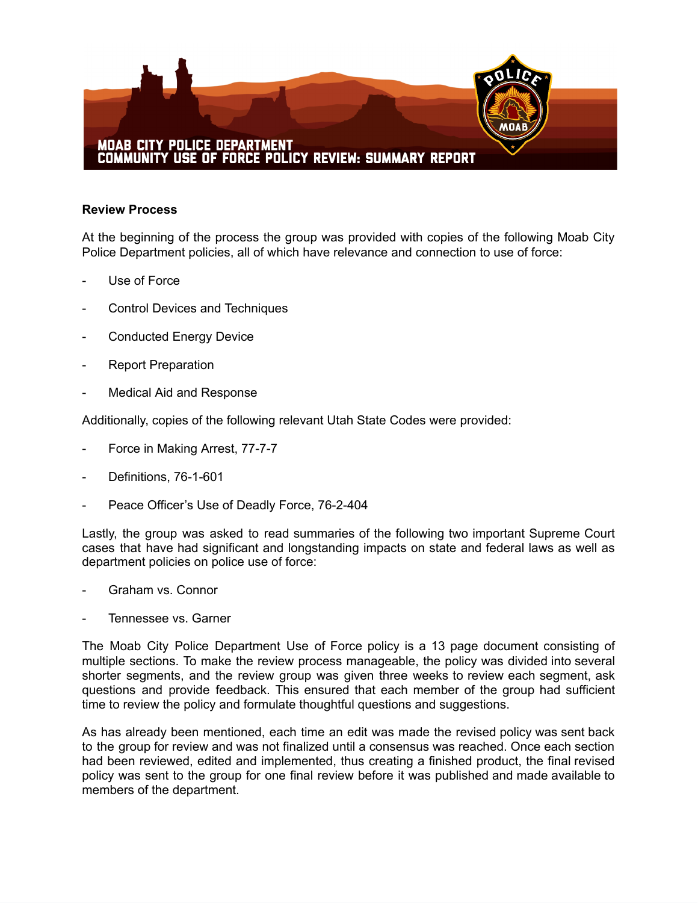**MOAB CITY POLICE DEPARTMENT**
**COMMUNITY USE OF FORCE POLICY REVIEW: SUMMARY REPORT**

**Review Process**

At the beginning of the process the group was provided with copies of the following Moab City Police Department policies, all of which have relevance and connection to use of force:

- Use of Force
- Control Devices and Techniques
- Conducted Energy Device
- Report Preparation
- Medical Aid and Response

Additionally, copies of the following relevant Utah State Codes were provided:

- Force in Making Arrest, 77-7-7
- Definitions, 76-1-601
- Peace Officer's Use of Deadly Force, 76-2-404

Lastly, the group was asked to read summaries of the following two important Supreme Court cases that have had significant and longstanding impacts on state and federal laws as well as department policies on police use of force:

- Graham vs. Connor
- Tennessee vs. Garner

The Moab City Police Department Use of Force policy is a 13 page document consisting of multiple sections. To make the review process manageable, the policy was divided into several shorter segments, and the review group was given three weeks to review each segment, ask questions and provide feedback. This ensured that each member of the group had sufficient time to review the policy and formulate thoughtful questions and suggestions.

As has already been mentioned, each time an edit was made the revised policy was sent back to the group for review and was not finalized until a consensus was reached. Once each section had been reviewed, edited and implemented, thus creating a finished product, the final revised policy was sent to the group for one final review before it was published and made available to members of the department.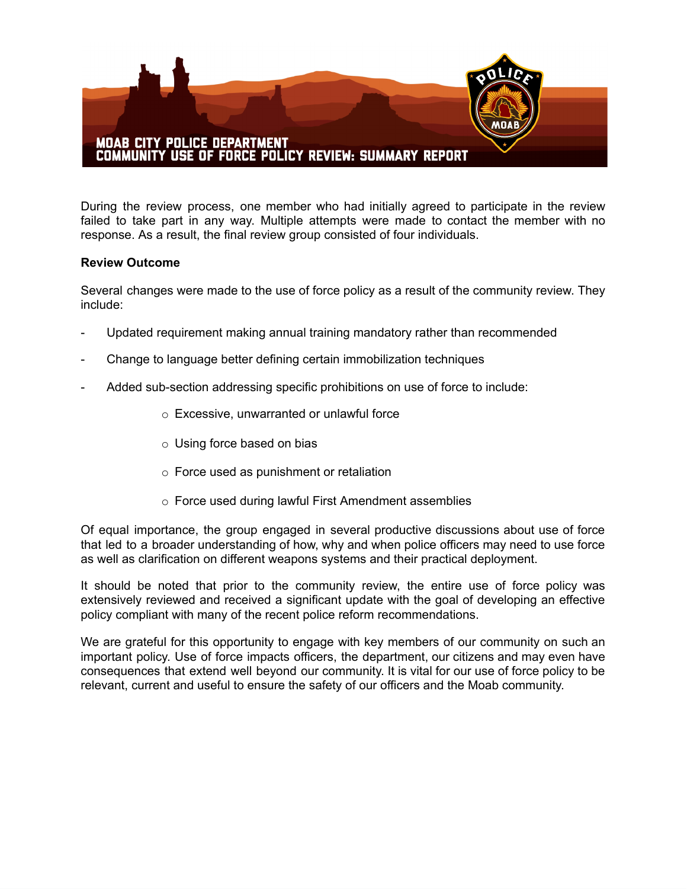During the review process, one member who had initially agreed to participate in the review failed to take part in any way. Multiple attempts were made to contact the member with no response. As a result, the final review group consisted of four individuals.

**Review Outcome**

Several changes were made to the use of force policy as a result of the community review. They include:

- Updated requirement making annual training mandatory rather than recommended
- Change to language better defining certain immobilization techniques
- Added sub-section addressing specific prohibitions on use of force to include:
    - Excessive, unwarranted or unlawful force
    - Using force based on bias
    - Force used as punishment or retaliation
    - Force used during lawful First Amendment assemblies

Of equal importance, the group engaged in several productive discussions about use of force that led to a broader understanding of how, why and when police officers may need to use force as well as clarification on different weapons systems and their practical deployment.

It should be noted that prior to the community review, the entire use of force policy was extensively reviewed and received a significant update with the goal of developing an effective policy compliant with many of the recent police reform recommendations.

We are grateful for this opportunity to engage with key members of our community on such an important policy. Use of force impacts officers, the department, our citizens and may even have consequences that extend well beyond our community. It is vital for our use of force policy to be relevant, current and useful to ensure the safety of our officers and the Moab community.